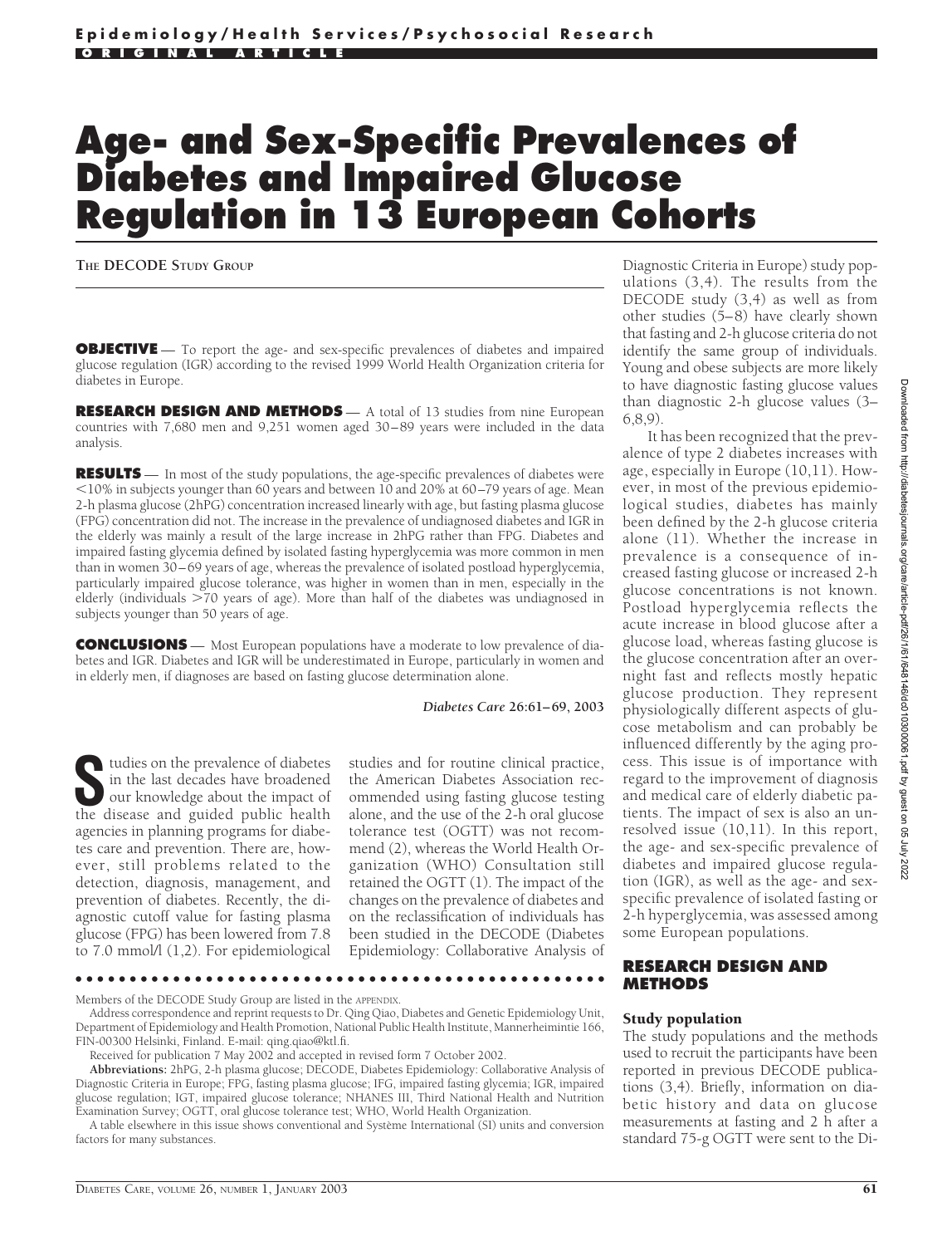# Age- and Sex-Specific Prevalences of Diabetes and Impaired Glucose Regulation in 13 European Cohorts

**THE DECODE STUDY GROUP**

**OBJECTIVE** — To report the age- and sex-specific prevalences of diabetes and impaired glucose regulation (IGR) according to the revised 1999 World Health Organization criteria for diabetes in Europe.

**RESEARCH DESIGN AND METHODS** — A total of 13 studies from nine European countries with 7,680 men and 9,251 women aged 30–89 years were included in the data analysis.

**RESULTS** — In most of the study populations, the age-specific prevalences of diabetes were <10% in subjects younger than 60 years and between 10 and 20% at 60–79 years of age. Mean 2-h plasma glucose (2hPG) concentration increased linearly with age, but fasting plasma glucose (FPG) concentration did not. The increase in the prevalence of undiagnosed diabetes and IGR in the elderly was mainly a result of the large increase in 2hPG rather than FPG. Diabetes and impaired fasting glycemia defined by isolated fasting hyperglycemia was more common in men than in women 30–69 years of age, whereas the prevalence of isolated postload hyperglycemia, particularly impaired glucose tolerance, was higher in women than in men, especially in the elderly (individuals >70 years of age). More than half of the diabetes was undiagnosed in subjects younger than 50 years of age.

**CONCLUSIONS** — Most European populations have a moderate to low prevalence of diabetes and IGR. Diabetes and IGR will be underestimated in Europe, particularly in women and in elderly men, if diagnoses are based on fasting glucose determination alone.

*Diabetes Care* **26:61–69, 2003**

Studies on the prevalence of diabetes in the last decades have broadened our knowledge about the impact of the disease and guided public health agencies in planning programs for diabetes care and prevention. There are, however, still problems related to the detection, diagnosis, management, and prevention of diabetes. Recently, the diagnostic cutoff value for fasting plasma glucose (FPG) has been lowered from 7.8 to 7.0 mmol/l (1,2). For epidemiological studies and for routine clinical practice, the American Diabetes Association recommended using fasting glucose testing alone, and the use of the 2-h oral glucose tolerance test (OGTT) was not recommend (2), whereas the World Health Organization (WHO) Consultation still retained the OGTT (1). The impact of the changes on the prevalence of diabetes and on the reclassification of individuals has been studied in the DECODE (Diabetes Epidemiology: Collaborative Analysis of Diagnostic Criteria in Europe) study populations (3,4). The results from the DECODE study (3,4) as well as from other studies (5–8) have clearly shown that fasting and 2-h glucose criteria do not identify the same group of individuals. Young and obese subjects are more likely to have diagnostic fasting glucose values than diagnostic 2-h glucose values (3–6,8,9).

It has been recognized that the prevalence of type 2 diabetes increases with age, especially in Europe (10,11). However, in most of the previous epidemiological studies, diabetes has mainly been defined by the 2-h glucose criteria alone (11). Whether the increase in prevalence is a consequence of increased fasting glucose or increased 2-h glucose concentrations is not known. Postload hyperglycemia reflects the acute increase in blood glucose after a glucose load, whereas fasting glucose is the glucose concentration after an overnight fast and reflects mostly hepatic glucose production. They represent physiologically different aspects of glucose metabolism and can probably be influenced differently by the aging process. This issue is of importance with regard to the improvement of diagnosis and medical care of elderly diabetic patients. The impact of sex is also an unresolved issue (10,11). In this report, the age- and sex-specific prevalence of diabetes and impaired glucose regulation (IGR), as well as the age- and sex-specific prevalence of isolated fasting or 2-h hyperglycemia, was assessed among some European populations.

## RESEARCH DESIGN AND METHODS

### Study population

The study populations and the methods used to recruit the participants have been reported in previous DECODE publications (3,4). Briefly, information on diabetic history and data on glucose measurements at fasting and 2 h after a standard 75-g OGTT were sent to the Di-

---

Members of the DECODE Study Group are listed in the APPENDIX.

Address correspondence and reprint requests to Dr. Qing Qiao, Diabetes and Genetic Epidemiology Unit, Department of Epidemiology and Health Promotion, National Public Health Institute, Mannerheimintie 166, FIN-00300 Helsinki, Finland. E-mail: qing.qiao@ktl.fi.

Received for publication 7 May 2002 and accepted in revised form 7 October 2002.

**Abbreviations:** 2hPG, 2-h plasma glucose; DECODE, Diabetes Epidemiology: Collaborative Analysis of Diagnostic Criteria in Europe; FPG, fasting plasma glucose; IFG, impaired fasting glycemia; IGR, impaired glucose regulation; IGT, impaired glucose tolerance; NHANES III, Third National Health and Nutrition Examination Survey; OGTT, oral glucose tolerance test; WHO, World Health Organization.

A table elsewhere in this issue shows conventional and Système International (SI) units and conversion factors for many substances.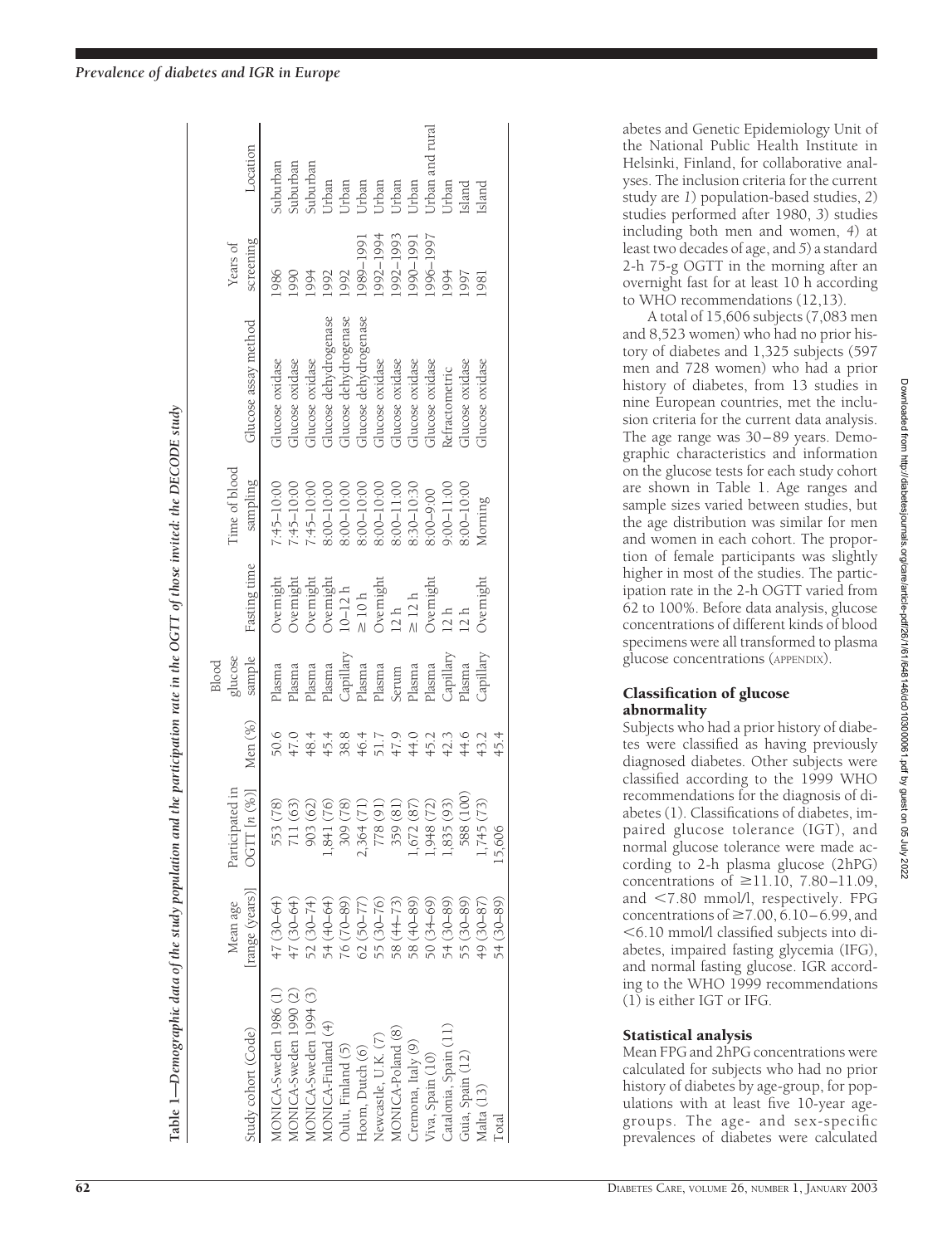**Table 1—Demographic data of the study population and the participation rate in the OGTT of those invited: the DECODE study**

| Study cohort (Code) | Mean age [range (years)] | Participated in OGTT [n (%)] | Men (%) | Blood glucose sample | Fasting time | Time of blood sampling | Glucose assay method | Years of screening | Location |
|---|---|---|---|---|---|---|---|---|---|
| MONICA-Sweden 1986 (1) | 47 (30–64) | 553 (78) | 50.6 | Plasma | Overnight | 7:45–10:00 | Glucose oxidase | 1986 | Suburban |
| MONICA-Sweden 1990 (2) | 47 (30–64) | 711 (63) | 47.0 | Plasma | Overnight | 7:45–10:00 | Glucose oxidase | 1990 | Suburban |
| MONICA-Sweden 1994 (3) | 52 (30–74) | 903 (62) | 48.4 | Plasma | Overnight | 7:45–10:00 | Glucose oxidase | 1994 | Suburban |
| MONICA-Finland (4) | 54 (40–64) | 1,841 (76) | 45.4 | Plasma | Overnight | 8:00–10:00 | Glucose dehydrogenase | 1992 | Urban |
| Oulu, Finland (5) | 76 (70–89) | 309 (78) | 38.8 | Capillary | 10–12 h | 8:00–10:00 | Glucose dehydrogenase | 1992 | Urban |
| Hoorn, Dutch (6) | 62 (50–77) | 2,364 (71) | 46.4 | Plasma | ≥10 h | 8:00–10:00 | Glucose dehydrogenase | 1989–1991 | Urban |
| Newcastle, U.K. (7) | 55 (30–76) | 778 (91) | 51.7 | Plasma | Overnight | 8:00–10:00 | Glucose oxidase | 1992–1994 | Urban |
| MONICA-Poland (8) | 58 (44–73) | 359 (81) | 47.9 | Serum | 12 h | 8:00–11:00 | Glucose oxidase | 1992–1993 | Urban |
| Cremona, Italy (9) | 58 (40–89) | 1,672 (87) | 44.0 | Plasma | ≥12 h | 8:30–10:30 | Glucose oxidase | 1990–1991 | Urban |
| Viva, Spain (10) | 50 (34–69) | 1,948 (72) | 45.2 | Plasma | Overnight | 8:00–9:00 | Glucose oxidase | 1996–1997 | Urban and rural |
| Catalonia, Spain (11) | 54 (30–89) | 1,835 (93) | 42.3 | Capillary | 12 h | 9:00–11:00 | Refractometric | 1994 | Urban |
| Guia, Spain (12) | 55 (30–89) | 588 (100) | 44.6 | Plasma | 12 h | 8:00–10:00 | Glucose oxidase | 1997 | Island |
| Malta (13) | 49 (30–87) | 1,745 (73) | 43.2 | Capillary | Overnight | Morning | Glucose oxidase | 1981 | Island |
| Total | 54 (30–89) | 15,606 | 45.4 | | | | | | |

abetes and Genetic Epidemiology Unit of the National Public Health Institute in Helsinki, Finland, for collaborative analyses. The inclusion criteria for the current study are *1*) population-based studies, *2*) studies performed after 1980, *3*) studies including both men and women, *4*) at least two decades of age, and *5*) a standard 2-h 75-g OGTT in the morning after an overnight fast for at least 10 h according to WHO recommendations (12,13).

A total of 15,606 subjects (7,083 men and 8,523 women) who had no prior history of diabetes and 1,325 subjects (597 men and 728 women) who had a prior history of diabetes, from 13 studies in nine European countries, met the inclusion criteria for the current data analysis. The age range was 30–89 years. Demographic characteristics and information on the glucose tests for each study cohort are shown in Table 1. Age ranges and sample sizes varied between studies, but the age distribution was similar for men and women in each cohort. The proportion of female participants was slightly higher in most of the studies. The participation rate in the 2-h OGTT varied from 62 to 100%. Before data analysis, glucose concentrations of different kinds of blood specimens were all transformed to plasma glucose concentrations (APPENDIX).

### Classification of glucose abnormality

Subjects who had a prior history of diabetes were classified as having previously diagnosed diabetes. Other subjects were classified according to the 1999 WHO recommendations for the diagnosis of diabetes (1). Classifications of diabetes, impaired glucose tolerance (IGT), and normal glucose tolerance were made according to 2-h plasma glucose (2hPG) concentrations of ≥11.10, 7.80–11.09, and <7.80 mmol/l, respectively. FPG concentrations of ≥7.00, 6.10–6.99, and <6.10 mmol/l classified subjects into diabetes, impaired fasting glycemia (IFG), and normal fasting glucose. IGR according to the WHO 1999 recommendations (1) is either IGT or IFG.

### Statistical analysis

Mean FPG and 2hPG concentrations were calculated for subjects who had no prior history of diabetes by age-group, for populations with at least five 10-year age-groups. The age- and sex-specific prevalences of diabetes were calculated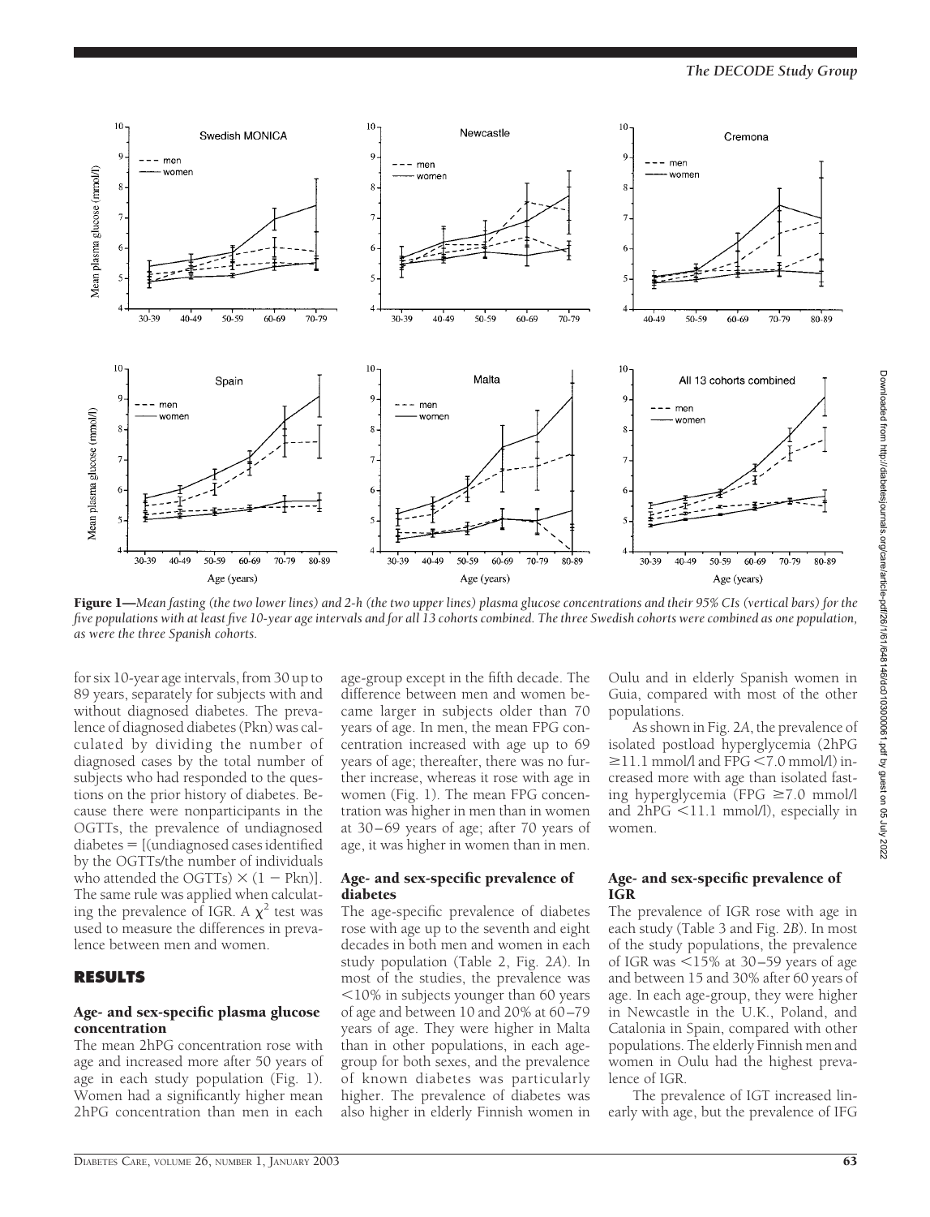**Figure 1**—*Mean fasting (the two lower lines) and 2-h (the two upper lines) plasma glucose concentrations and their 95% CIs (vertical bars) for the five populations with at least five 10-year age intervals and for all 13 cohorts combined. The three Swedish cohorts were combined as one population, as were the three Spanish cohorts.*

for six 10-year age intervals, from 30 up to 89 years, separately for subjects with and without diagnosed diabetes. The prevalence of diagnosed diabetes (Pkn) was calculated by dividing the number of diagnosed cases by the total number of subjects who had responded to the questions on the prior history of diabetes. Because there were nonparticipants in the OGTTs, the prevalence of undiagnosed diabetes = [(undiagnosed cases identified by the OGTTs/the number of individuals who attended the OGTTs) × (1 − Pkn)]. The same rule was applied when calculating the prevalence of IGR. A $\chi^2$ test was used to measure the differences in prevalence between men and women.

## RESULTS

### Age- and sex-specific plasma glucose concentration

The mean 2hPG concentration rose with age and increased more after 50 years of age in each study population (Fig. 1). Women had a significantly higher mean 2hPG concentration than men in each age-group except in the fifth decade. The difference between men and women became larger in subjects older than 70 years of age. In men, the mean FPG concentration increased with age up to 69 years of age; thereafter, there was no further increase, whereas it rose with age in women (Fig. 1). The mean FPG concentration was higher in men than in women at 30–69 years of age; after 70 years of age, it was higher in women than in men.

### Age- and sex-specific prevalence of diabetes

The age-specific prevalence of diabetes rose with age up to the seventh and eight decades in both men and women in each study population (Table 2, Fig. 2*A*). In most of the studies, the prevalence was <10% in subjects younger than 60 years of age and between 10 and 20% at 60–79 years of age. They were higher in Malta than in other populations, in each age-group for both sexes, and the prevalence of known diabetes was particularly higher. The prevalence of diabetes was also higher in elderly Finnish women in Oulu and in elderly Spanish women in Guia, compared with most of the other populations.

As shown in Fig. 2*A*, the prevalence of isolated postload hyperglycemia (2hPG ≥11.1 mmol/l and FPG <7.0 mmol/l) increased more with age than isolated fasting hyperglycemia (FPG ≥7.0 mmol/l and 2hPG <11.1 mmol/l), especially in women.

### Age- and sex-specific prevalence of IGR

The prevalence of IGR rose with age in each study (Table 3 and Fig. 2*B*). In most of the study populations, the prevalence of IGR was <15% at 30–59 years of age and between 15 and 30% after 60 years of age. In each age-group, they were higher in Newcastle in the U.K., Poland, and Catalonia in Spain, compared with other populations. The elderly Finnish men and women in Oulu had the highest prevalence of IGR.

The prevalence of IGT increased linearly with age, but the prevalence of IFG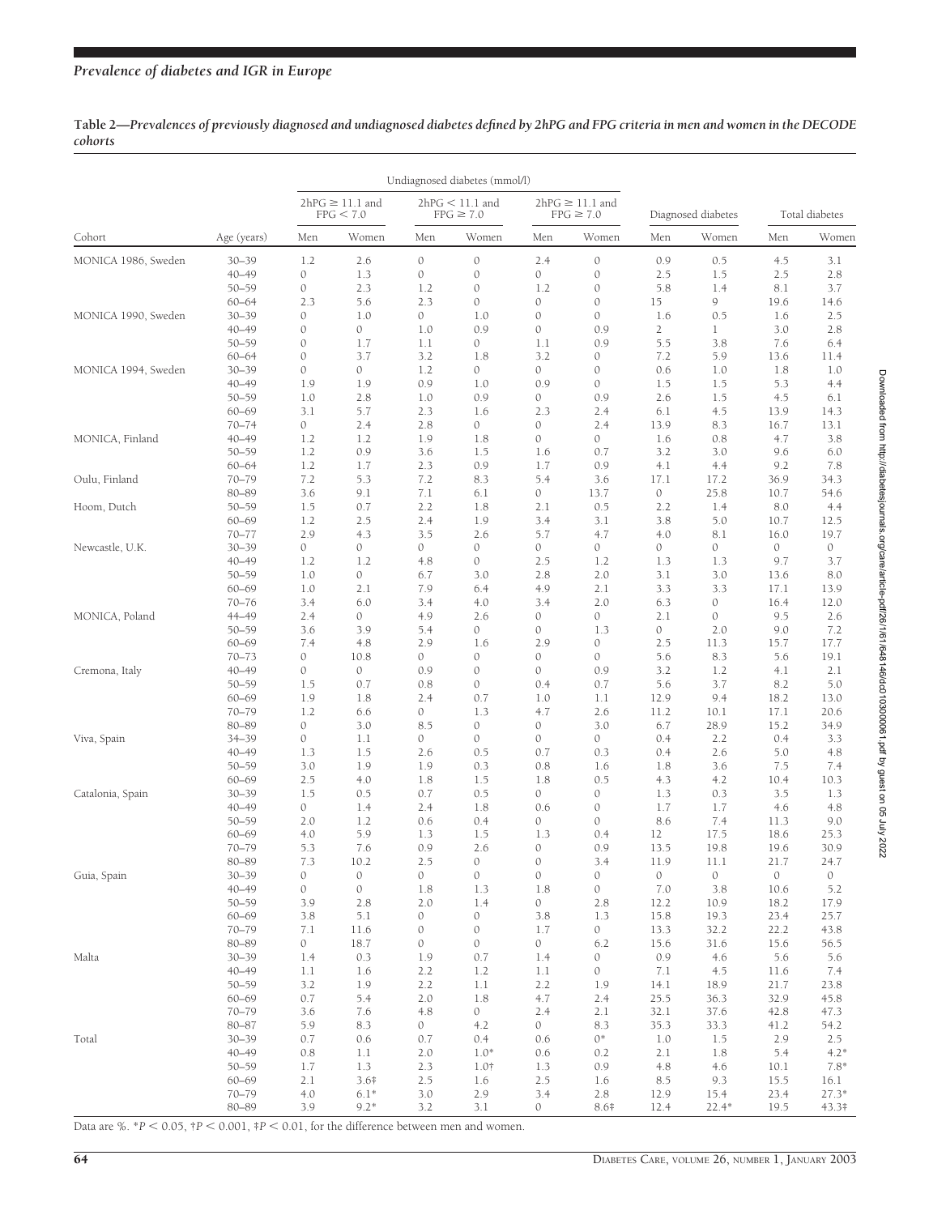**Table 2—Prevalences of previously diagnosed and undiagnosed diabetes defined by 2hPG and FPG criteria in men and women in the DECODE cohorts**

| Cohort | Age (years) | Undiagnosed diabetes (mmol/l): 2hPG ≥ 11.1 and FPG < 7.0 | | 2hPG < 11.1 and FPG ≥ 7.0 | | 2hPG ≥ 11.1 and FPG ≥ 7.0 | | Diagnosed diabetes | | Total diabetes | |
|---|---|---|---|---|---|---|---|---|---|---|---|
| | | Men | Women | Men | Women | Men | Women | Men | Women | Men | Women |
| MONICA 1986, Sweden | 30–39 | 1.2 | 2.6 | 0 | 0 | 2.4 | 0 | 0.9 | 0.5 | 4.5 | 3.1 |
| | 40–49 | 0 | 1.3 | 0 | 0 | 0 | 0 | 2.5 | 1.5 | 2.5 | 2.8 |
| | 50–59 | 0 | 2.3 | 1.2 | 0 | 1.2 | 0 | 5.8 | 1.4 | 8.1 | 3.7 |
| | 60–64 | 2.3 | 5.6 | 2.3 | 0 | 0 | 0 | 15 | 9 | 19.6 | 14.6 |
| MONICA 1990, Sweden | 30–39 | 0 | 1.0 | 0 | 1.0 | 0 | 0 | 1.6 | 0.5 | 1.6 | 2.5 |
| | 40–49 | 0 | 0 | 1.0 | 0.9 | 0 | 0.9 | 2 | 1 | 3.0 | 2.8 |
| | 50–59 | 0 | 1.7 | 1.1 | 0 | 1.1 | 0.9 | 5.5 | 3.8 | 7.6 | 6.4 |
| | 60–64 | 0 | 3.7 | 3.2 | 1.8 | 3.2 | 0 | 7.2 | 5.9 | 13.6 | 11.4 |
| MONICA 1994, Sweden | 30–39 | 0 | 0 | 1.2 | 0 | 0 | 0 | 0.6 | 1.0 | 1.8 | 1.0 |
| | 40–49 | 1.9 | 1.9 | 0.9 | 1.0 | 0.9 | 0 | 1.5 | 1.5 | 5.3 | 4.4 |
| | 50–59 | 1.0 | 2.8 | 1.0 | 0.9 | 0 | 0.9 | 2.6 | 1.5 | 4.5 | 6.1 |
| | 60–69 | 3.1 | 5.7 | 2.3 | 1.6 | 2.3 | 2.4 | 6.1 | 4.5 | 13.9 | 14.3 |
| | 70–74 | 0 | 2.4 | 2.8 | 0 | 0 | 2.4 | 13.9 | 8.3 | 16.7 | 13.1 |
| MONICA, Finland | 40–49 | 1.2 | 1.2 | 1.9 | 1.8 | 0 | 0 | 1.6 | 0.8 | 4.7 | 3.8 |
| | 50–59 | 1.2 | 0.9 | 3.6 | 1.5 | 1.6 | 0.7 | 3.2 | 3.0 | 9.6 | 6.0 |
| | 60–64 | 1.2 | 1.7 | 2.3 | 0.9 | 1.7 | 0.9 | 4.1 | 4.4 | 9.2 | 7.8 |
| Oulu, Finland | 70–79 | 7.2 | 5.3 | 7.2 | 8.3 | 5.4 | 3.6 | 17.1 | 17.2 | 36.9 | 34.3 |
| | 80–89 | 3.6 | 9.1 | 7.1 | 6.1 | 0 | 13.7 | 0 | 25.8 | 10.7 | 54.6 |
| Hoom, Dutch | 50–59 | 1.5 | 0.7 | 2.2 | 1.8 | 2.1 | 0.5 | 2.2 | 1.4 | 8.0 | 4.4 |
| | 60–69 | 1.2 | 2.5 | 2.4 | 1.9 | 3.4 | 3.1 | 3.8 | 5.0 | 10.7 | 12.5 |
| | 70–77 | 2.9 | 4.3 | 3.5 | 2.6 | 5.7 | 4.7 | 4.0 | 8.1 | 16.0 | 19.7 |
| Newcastle, U.K. | 30–39 | 0 | 0 | 0 | 0 | 0 | 0 | 0 | 0 | 0 | 0 |
| | 40–49 | 1.2 | 1.2 | 4.8 | 0 | 2.5 | 1.2 | 1.3 | 1.3 | 9.7 | 3.7 |
| | 50–59 | 1.0 | 0 | 6.7 | 3.0 | 2.8 | 2.0 | 3.1 | 3.0 | 13.6 | 8.0 |
| | 60–69 | 1.0 | 2.1 | 7.9 | 6.4 | 4.9 | 2.1 | 3.3 | 3.3 | 17.1 | 13.9 |
| | 70–76 | 3.4 | 6.0 | 3.4 | 4.0 | 3.4 | 2.0 | 6.3 | 0 | 16.4 | 12.0 |
| MONICA, Poland | 44–49 | 2.4 | 0 | 4.9 | 2.6 | 0 | 0 | 2.1 | 0 | 9.5 | 2.6 |
| | 50–59 | 3.6 | 3.9 | 5.4 | 0 | 0 | 1.3 | 0 | 2.0 | 9.0 | 7.2 |
| | 60–69 | 7.4 | 4.8 | 2.9 | 1.6 | 2.9 | 0 | 2.5 | 11.3 | 15.7 | 17.7 |
| | 70–73 | 0 | 10.8 | 0 | 0 | 0 | 0 | 5.6 | 8.3 | 5.6 | 19.1 |
| Cremona, Italy | 40–49 | 0 | 0 | 0.9 | 0 | 0 | 0.9 | 3.2 | 1.2 | 4.1 | 2.1 |
| | 50–59 | 1.5 | 0.7 | 0.8 | 0 | 0.4 | 0.7 | 5.6 | 3.7 | 8.2 | 5.0 |
| | 60–69 | 1.9 | 1.8 | 2.4 | 0.7 | 1.0 | 1.1 | 12.9 | 9.4 | 18.2 | 13.0 |
| | 70–79 | 1.2 | 6.6 | 0 | 1.3 | 4.7 | 2.6 | 11.2 | 10.1 | 17.1 | 20.6 |
| | 80–89 | 0 | 3.0 | 8.5 | 0 | 0 | 3.0 | 6.7 | 28.9 | 15.2 | 34.9 |
| Viva, Spain | 34–39 | 0 | 1.1 | 0 | 0 | 0 | 0 | 0.4 | 2.2 | 0.4 | 3.3 |
| | 40–49 | 1.3 | 1.5 | 2.6 | 0.5 | 0.7 | 0.3 | 0.4 | 2.6 | 5.0 | 4.8 |
| | 50–59 | 3.0 | 1.9 | 1.9 | 0.3 | 0.8 | 1.6 | 1.8 | 3.6 | 7.5 | 7.4 |
| | 60–69 | 2.5 | 4.0 | 1.8 | 1.5 | 1.8 | 0.5 | 4.3 | 4.2 | 10.4 | 10.3 |
| Catalonia, Spain | 30–39 | 1.5 | 0.5 | 0.7 | 0.5 | 0 | 0 | 1.3 | 0.3 | 3.5 | 1.3 |
| | 40–49 | 0 | 1.4 | 2.4 | 1.8 | 0.6 | 0 | 1.7 | 1.7 | 4.6 | 4.8 |
| | 50–59 | 2.0 | 1.2 | 0.6 | 0.4 | 0 | 0 | 8.6 | 7.4 | 11.3 | 9.0 |
| | 60–69 | 4.0 | 5.9 | 1.3 | 1.5 | 1.3 | 0.4 | 12 | 17.5 | 18.6 | 25.3 |
| | 70–79 | 5.3 | 7.6 | 0.9 | 2.6 | 0 | 0.9 | 13.5 | 19.8 | 19.6 | 30.9 |
| | 80–89 | 7.3 | 10.2 | 2.5 | 0 | 0 | 3.4 | 11.9 | 11.1 | 21.7 | 24.7 |
| Guia, Spain | 30–39 | 0 | 0 | 0 | 0 | 0 | 0 | 0 | 0 | 0 | 0 |
| | 40–49 | 0 | 0 | 1.8 | 1.3 | 1.8 | 0 | 7.0 | 3.8 | 10.6 | 5.2 |
| | 50–59 | 3.9 | 2.8 | 2.0 | 1.4 | 0 | 2.8 | 12.2 | 10.9 | 18.2 | 17.9 |
| | 60–69 | 3.8 | 5.1 | 0 | 0 | 3.8 | 1.3 | 15.8 | 19.3 | 23.4 | 25.7 |
| | 70–79 | 7.1 | 11.6 | 0 | 0 | 1.7 | 0 | 13.3 | 32.2 | 22.2 | 43.8 |
| | 80–89 | 0 | 18.7 | 0 | 0 | 0 | 6.2 | 15.6 | 31.6 | 15.6 | 56.5 |
| Malta | 30–39 | 1.4 | 0.3 | 1.9 | 0.7 | 1.4 | 0 | 0.9 | 4.6 | 5.6 | 5.6 |
| | 40–49 | 1.1 | 1.6 | 2.2 | 1.2 | 1.1 | 0 | 7.1 | 4.5 | 11.6 | 7.4 |
| | 50–59 | 3.2 | 1.9 | 2.2 | 1.1 | 2.2 | 1.9 | 14.1 | 18.9 | 21.7 | 23.8 |
| | 60–69 | 0.7 | 5.4 | 2.0 | 1.8 | 4.7 | 2.4 | 25.5 | 36.3 | 32.9 | 45.8 |
| | 70–79 | 3.6 | 7.6 | 4.8 | 0 | 2.4 | 2.1 | 32.1 | 37.6 | 42.8 | 47.3 |
| | 80–87 | 5.9 | 8.3 | 0 | 4.2 | 0 | 8.3 | 35.3 | 33.3 | 41.2 | 54.2 |
| Total | 30–39 | 0.7 | 0.6 | 0.7 | 0.4 | 0.6 | 0* | 1.0 | 1.5 | 2.9 | 2.5 |
| | 40–49 | 0.8 | 1.1 | 2.0 | 1.0* | 0.6 | 0.2 | 2.1 | 1.8 | 5.4 | 4.2* |
| | 50–59 | 1.7 | 1.3 | 2.3 | 1.0† | 1.3 | 0.9 | 4.8 | 4.6 | 10.1 | 7.8* |
| | 60–69 | 2.1 | 3.6‡ | 2.5 | 1.6 | 2.5 | 1.6 | 8.5 | 9.3 | 15.5 | 16.1 |
| | 70–79 | 4.0 | 6.1* | 3.0 | 2.9 | 3.4 | 2.8 | 12.9 | 15.4 | 23.4 | 27.3* |
| | 80–89 | 3.9 | 9.2* | 3.2 | 3.1 | 0 | 8.6‡ | 12.4 | 22.4* | 19.5 | 43.3‡ |

Data are %. *$P < 0.05$, †$P < 0.001$, ‡$P < 0.01$, for the difference between men and women.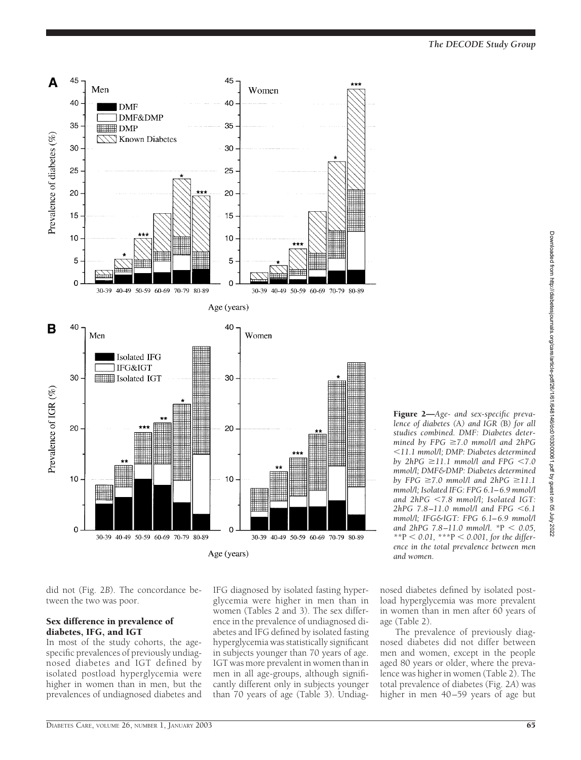**Figure 2**—*Age- and sex-specific prevalence of diabetes (*A*) and IGR (*B*) for all studies combined. DMF: Diabetes determined by FPG ≥7.0 mmol/l and 2hPG <11.1 mmol/l; DMP: Diabetes determined by 2hPG ≥11.1 mmol/l and FPG <7.0 mmol/l; DMF&DMP: Diabetes determined by FPG ≥7.0 mmol/l and 2hPG ≥11.1 mmol/l; Isolated IFG: FPG 6.1–6.9 mmol/l and 2hPG <7.8 mmol/l; Isolated IGT: 2hPG 7.8–11.0 mmol/l and FPG <6.1 mmol/l; IFG&IGT: FPG 6.1–6.9 mmol/l and 2hPG 7.8–11.0 mmol/l. *P < 0.05, **P < 0.01, ***P < 0.001, for the difference in the total prevalence between men and women.*

did not (Fig. 2*B*). The concordance between the two was poor.

### Sex difference in prevalence of diabetes, IFG, and IGT

In most of the study cohorts, the age-specific prevalences of previously undiagnosed diabetes and IGT defined by isolated postload hyperglycemia were higher in women than in men, but the prevalences of undiagnosed diabetes and IFG diagnosed by isolated fasting hyperglycemia were higher in men than in women (Tables 2 and 3). The sex difference in the prevalence of undiagnosed diabetes and IFG defined by isolated fasting hyperglycemia was statistically significant in subjects younger than 70 years of age. IGT was more prevalent in women than in men in all age-groups, although significantly different only in subjects younger than 70 years of age (Table 3). Undiagnosed diabetes defined by isolated postload hyperglycemia was more prevalent in women than in men after 60 years of age (Table 2).

The prevalence of previously diagnosed diabetes did not differ between men and women, except in the people aged 80 years or older, where the prevalence was higher in women (Table 2). The total prevalence of diabetes (Fig. 2*A*) was higher in men 40–59 years of age but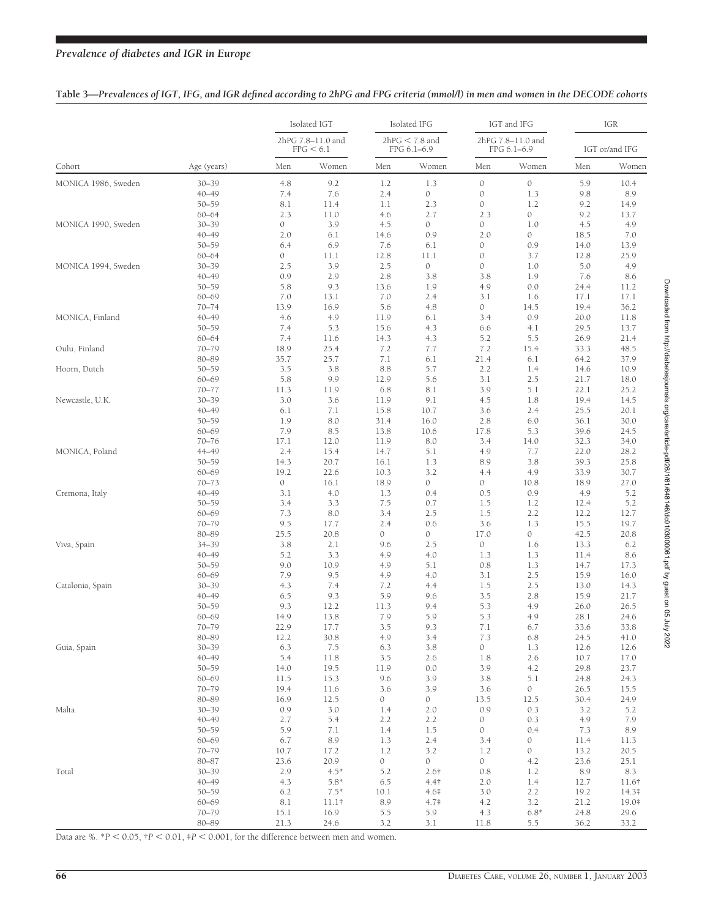**Table 3—*Prevalences of IGT, IFG, and IGR defined according to 2hPG and FPG criteria (mmol/l) in men and women in the DECODE cohorts***

| | | Isolated IGT | | Isolated IFG | | IGT and IFG | | IGR | |
|---|---|---|---|---|---|---|---|---|---|
| | | 2hPG 7.8–11.0 and FPG < 6.1 | | 2hPG < 7.8 and FPG 6.1–6.9 | | 2hPG 7.8–11.0 and FPG 6.1–6.9 | | IGT or/and IFG | |
| Cohort | Age (years) | Men | Women | Men | Women | Men | Women | Men | Women |
| MONICA 1986, Sweden | 30–39 | 4.8 | 9.2 | 1.2 | 1.3 | 0 | 0 | 5.9 | 10.4 |
| | 40–49 | 7.4 | 7.6 | 2.4 | 0 | 0 | 1.3 | 9.8 | 8.9 |
| | 50–59 | 8.1 | 11.4 | 1.1 | 2.3 | 0 | 1.2 | 9.2 | 14.9 |
| | 60–64 | 2.3 | 11.0 | 4.6 | 2.7 | 2.3 | 0 | 9.2 | 13.7 |
| MONICA 1990, Sweden | 30–39 | 0 | 3.9 | 4.5 | 0 | 0 | 1.0 | 4.5 | 4.9 |
| | 40–49 | 2.0 | 6.1 | 14.6 | 0.9 | 2.0 | 0 | 18.5 | 7.0 |
| | 50–59 | 6.4 | 6.9 | 7.6 | 6.1 | 0 | 0.9 | 14.0 | 13.9 |
| | 60–64 | 0 | 11.1 | 12.8 | 11.1 | 0 | 3.7 | 12.8 | 25.9 |
| MONICA 1994, Sweden | 30–39 | 2.5 | 3.9 | 2.5 | 0 | 0 | 1.0 | 5.0 | 4.9 |
| | 40–49 | 0.9 | 2.9 | 2.8 | 3.8 | 3.8 | 1.9 | 7.6 | 8.6 |
| | 50–59 | 5.8 | 9.3 | 13.6 | 1.9 | 4.9 | 0.0 | 24.4 | 11.2 |
| | 60–69 | 7.0 | 13.1 | 7.0 | 2.4 | 3.1 | 1.6 | 17.1 | 17.1 |
| | 70–74 | 13.9 | 16.9 | 5.6 | 4.8 | 0 | 14.5 | 19.4 | 36.2 |
| MONICA, Finland | 40–49 | 4.6 | 4.9 | 11.9 | 6.1 | 3.4 | 0.9 | 20.0 | 11.8 |
| | 50–59 | 7.4 | 5.3 | 15.6 | 4.3 | 6.6 | 4.1 | 29.5 | 13.7 |
| | 60–64 | 7.4 | 11.6 | 14.3 | 4.3 | 5.2 | 5.5 | 26.9 | 21.4 |
| Oulu, Finland | 70–79 | 18.9 | 25.4 | 7.2 | 7.7 | 7.2 | 15.4 | 33.3 | 48.5 |
| | 80–89 | 35.7 | 25.7 | 7.1 | 6.1 | 21.4 | 6.1 | 64.2 | 37.9 |
| Hoorn, Dutch | 50–59 | 3.5 | 3.8 | 8.8 | 5.7 | 2.2 | 1.4 | 14.6 | 10.9 |
| | 60–69 | 5.8 | 9.9 | 12.9 | 5.6 | 3.1 | 2.5 | 21.7 | 18.0 |
| | 70–77 | 11.3 | 11.9 | 6.8 | 8.1 | 3.9 | 5.1 | 22.1 | 25.2 |
| Newcastle, U.K. | 30–39 | 3.0 | 3.6 | 11.9 | 9.1 | 4.5 | 1.8 | 19.4 | 14.5 |
| | 40–49 | 6.1 | 7.1 | 15.8 | 10.7 | 3.6 | 2.4 | 25.5 | 20.1 |
| | 50–59 | 1.9 | 8.0 | 31.4 | 16.0 | 2.8 | 6.0 | 36.1 | 30.0 |
| | 60–69 | 7.9 | 8.5 | 13.8 | 10.6 | 17.8 | 5.3 | 39.6 | 24.5 |
| | 70–76 | 17.1 | 12.0 | 11.9 | 8.0 | 3.4 | 14.0 | 32.3 | 34.0 |
| MONICA, Poland | 44–49 | 2.4 | 15.4 | 14.7 | 5.1 | 4.9 | 7.7 | 22.0 | 28.2 |
| | 50–59 | 14.3 | 20.7 | 16.1 | 1.3 | 8.9 | 3.8 | 39.3 | 25.8 |
| | 60–69 | 19.2 | 22.6 | 10.3 | 3.2 | 4.4 | 4.9 | 33.9 | 30.7 |
| | 70–73 | 0 | 16.1 | 18.9 | 0 | 0 | 10.8 | 18.9 | 27.0 |
| Cremona, Italy | 40–49 | 3.1 | 4.0 | 1.3 | 0.4 | 0.5 | 0.9 | 4.9 | 5.2 |
| | 50–59 | 3.4 | 3.3 | 7.5 | 0.7 | 1.5 | 1.2 | 12.4 | 5.2 |
| | 60–69 | 7.3 | 8.0 | 3.4 | 2.5 | 1.5 | 2.2 | 12.2 | 12.7 |
| | 70–79 | 9.5 | 17.7 | 2.4 | 0.6 | 3.6 | 1.3 | 15.5 | 19.7 |
| | 80–89 | 25.5 | 20.8 | 0 | 0 | 17.0 | 0 | 42.5 | 20.8 |
| Viva, Spain | 34–39 | 3.8 | 2.1 | 9.6 | 2.5 | 0 | 1.6 | 13.3 | 6.2 |
| | 40–49 | 5.2 | 3.3 | 4.9 | 4.0 | 1.3 | 1.3 | 11.4 | 8.6 |
| | 50–59 | 9.0 | 10.9 | 4.9 | 5.1 | 0.8 | 1.3 | 14.7 | 17.3 |
| | 60–69 | 7.9 | 9.5 | 4.9 | 4.0 | 3.1 | 2.5 | 15.9 | 16.0 |
| Catalonia, Spain | 30–39 | 4.3 | 7.4 | 7.2 | 4.4 | 1.5 | 2.5 | 13.0 | 14.3 |
| | 40–49 | 6.5 | 9.3 | 5.9 | 9.6 | 3.5 | 2.8 | 15.9 | 21.7 |
| | 50–59 | 9.3 | 12.2 | 11.3 | 9.4 | 5.3 | 4.9 | 26.0 | 26.5 |
| | 60–69 | 14.9 | 13.8 | 7.9 | 5.9 | 5.3 | 4.9 | 28.1 | 24.6 |
| | 70–79 | 22.9 | 17.7 | 3.5 | 9.3 | 7.1 | 6.7 | 33.6 | 33.8 |
| | 80–89 | 12.2 | 30.8 | 4.9 | 3.4 | 7.3 | 6.8 | 24.5 | 41.0 |
| Guia, Spain | 30–39 | 6.3 | 7.5 | 6.3 | 3.8 | 0 | 1.3 | 12.6 | 12.6 |
| | 40–49 | 5.4 | 11.8 | 3.5 | 2.6 | 1.8 | 2.6 | 10.7 | 17.0 |
| | 50–59 | 14.0 | 19.5 | 11.9 | 0.0 | 3.9 | 4.2 | 29.8 | 23.7 |
| | 60–69 | 11.5 | 15.3 | 9.6 | 3.9 | 3.8 | 5.1 | 24.8 | 24.3 |
| | 70–79 | 19.4 | 11.6 | 3.6 | 3.9 | 3.6 | 0 | 26.5 | 15.5 |
| | 80–89 | 16.9 | 12.5 | 0 | 0 | 13.5 | 12.5 | 30.4 | 24.9 |
| Malta | 30–39 | 0.9 | 3.0 | 1.4 | 2.0 | 0.9 | 0.3 | 3.2 | 5.2 |
| | 40–49 | 2.7 | 5.4 | 2.2 | 2.2 | 0 | 0.3 | 4.9 | 7.9 |
| | 50–59 | 5.9 | 7.1 | 1.4 | 1.5 | 0 | 0.4 | 7.3 | 8.9 |
| | 60–69 | 6.7 | 8.9 | 1.3 | 2.4 | 3.4 | 0 | 11.4 | 11.3 |
| | 70–79 | 10.7 | 17.2 | 1.2 | 3.2 | 1.2 | 0 | 13.2 | 20.5 |
| | 80–87 | 23.6 | 20.9 | 0 | 0 | 0 | 4.2 | 23.6 | 25.1 |
| Total | 30–39 | 2.9 | 4.5* | 5.2 | 2.6† | 0.8 | 1.2 | 8.9 | 8.3 |
| | 40–49 | 4.3 | 5.8* | 6.5 | 4.4† | 2.0 | 1.4 | 12.7 | 11.6† |
| | 50–59 | 6.2 | 7.5* | 10.1 | 4.6‡ | 3.0 | 2.2 | 19.2 | 14.3‡ |
| | 60–69 | 8.1 | 11.1† | 8.9 | 4.7‡ | 4.2 | 3.2 | 21.2 | 19.0‡ |
| | 70–79 | 15.1 | 16.9 | 5.5 | 5.9 | 4.3 | 6.8* | 24.8 | 29.6 |
| | 80–89 | 21.3 | 24.6 | 3.2 | 3.1 | 11.8 | 5.5 | 36.2 | 33.2 |

Data are %. *$P < 0.05$, †$P < 0.01$, ‡$P < 0.001$, for the difference between men and women.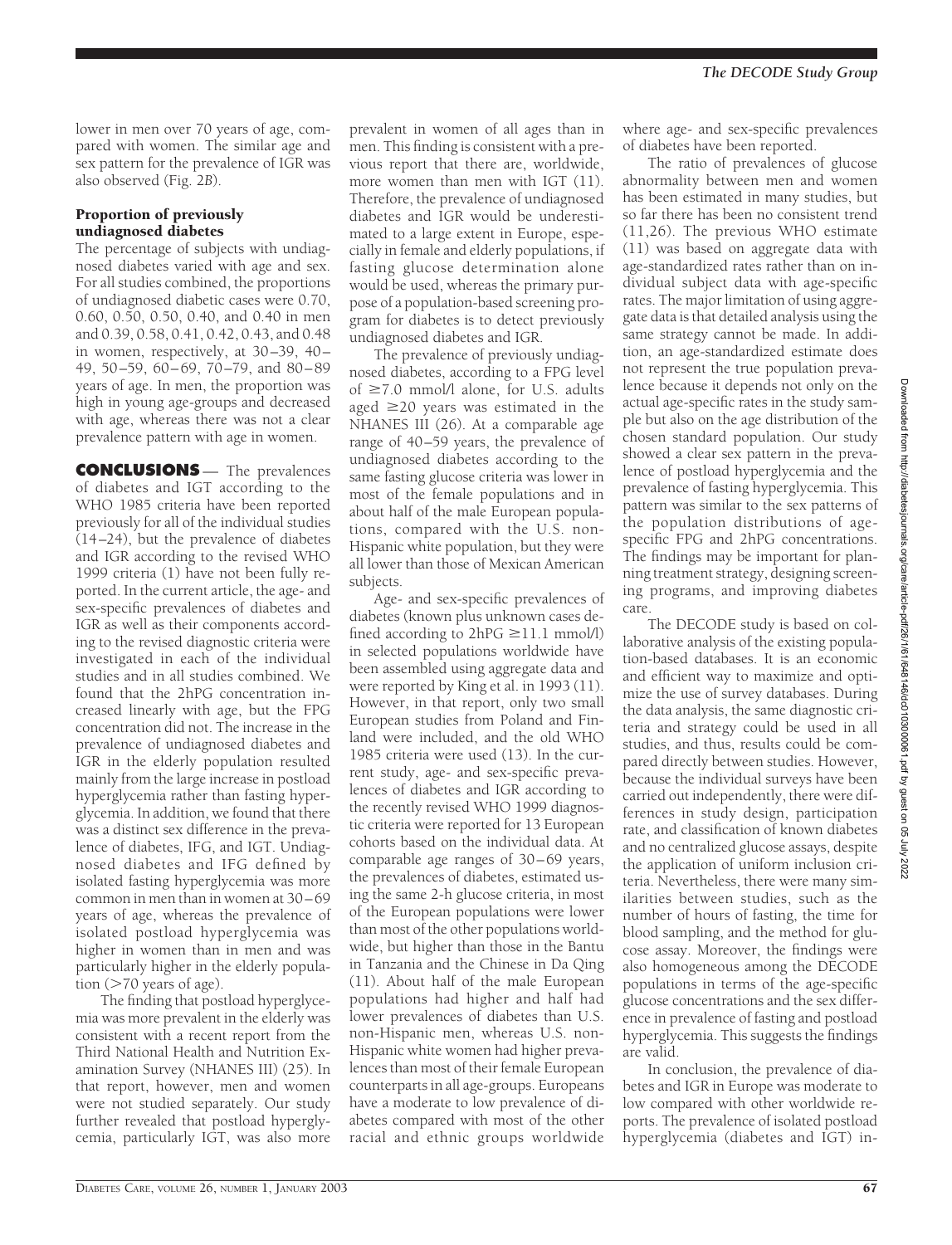lower in men over 70 years of age, compared with women. The similar age and sex pattern for the prevalence of IGR was also observed (Fig. 2*B*).

### Proportion of previously undiagnosed diabetes

The percentage of subjects with undiagnosed diabetes varied with age and sex. For all studies combined, the proportions of undiagnosed diabetic cases were 0.70, 0.60, 0.50, 0.50, 0.40, and 0.40 in men and 0.39, 0.58, 0.41, 0.42, 0.43, and 0.48 in women, respectively, at 30–39, 40–49, 50–59, 60–69, 70–79, and 80–89 years of age. In men, the proportion was high in young age-groups and decreased with age, whereas there was not a clear prevalence pattern with age in women.

## CONCLUSIONS

The prevalences of diabetes and IGT according to the WHO 1985 criteria have been reported previously for all of the individual studies (14–24), but the prevalence of diabetes and IGR according to the revised WHO 1999 criteria (1) have not been fully reported. In the current article, the age- and sex-specific prevalences of diabetes and IGR as well as their components according to the revised diagnostic criteria were investigated in each of the individual studies and in all studies combined. We found that the 2hPG concentration increased linearly with age, but the FPG concentration did not. The increase in the prevalence of undiagnosed diabetes and IGR in the elderly population resulted mainly from the large increase in postload hyperglycemia rather than fasting hyperglycemia. In addition, we found that there was a distinct sex difference in the prevalence of diabetes, IFG, and IGT. Undiagnosed diabetes and IFG defined by isolated fasting hyperglycemia was more common in men than in women at 30–69 years of age, whereas the prevalence of isolated postload hyperglycemia was higher in women than in men and was particularly higher in the elderly population (>70 years of age).

The finding that postload hyperglycemia was more prevalent in the elderly was consistent with a recent report from the Third National Health and Nutrition Examination Survey (NHANES III) (25). In that report, however, men and women were not studied separately. Our study further revealed that postload hyperglycemia, particularly IGT, was also more prevalent in women of all ages than in men. This finding is consistent with a previous report that there are, worldwide, more women than men with IGT (11). Therefore, the prevalence of undiagnosed diabetes and IGR would be underestimated to a large extent in Europe, especially in female and elderly populations, if fasting glucose determination alone would be used, whereas the primary purpose of a population-based screening program for diabetes is to detect previously undiagnosed diabetes and IGR.

The prevalence of previously undiagnosed diabetes, according to a FPG level of ≥7.0 mmol/l alone, for U.S. adults aged ≥20 years was estimated in the NHANES III (26). At a comparable age range of 40–59 years, the prevalence of undiagnosed diabetes according to the same fasting glucose criteria was lower in most of the female populations and in about half of the male European populations, compared with the U.S. non-Hispanic white population, but they were all lower than those of Mexican American subjects.

Age- and sex-specific prevalences of diabetes (known plus unknown cases defined according to 2hPG ≥11.1 mmol/l) in selected populations worldwide have been assembled using aggregate data and were reported by King et al. in 1993 (11). However, in that report, only two small European studies from Poland and Finland were included, and the old WHO 1985 criteria were used (13). In the current study, age- and sex-specific prevalences of diabetes and IGR according to the recently revised WHO 1999 diagnostic criteria were reported for 13 European cohorts based on the individual data. At comparable age ranges of 30–69 years, the prevalences of diabetes, estimated using the same 2-h glucose criteria, in most of the European populations were lower than most of the other populations worldwide, but higher than those in the Bantu in Tanzania and the Chinese in Da Qing (11). About half of the male European populations had higher and half had lower prevalences of diabetes than U.S. non-Hispanic men, whereas U.S. non-Hispanic white women had higher prevalences than most of their female European counterparts in all age-groups. Europeans have a moderate to low prevalence of diabetes compared with most of the other racial and ethnic groups worldwide where age- and sex-specific prevalences of diabetes have been reported.

The ratio of prevalences of glucose abnormality between men and women has been estimated in many studies, but so far there has been no consistent trend (11,26). The previous WHO estimate (11) was based on aggregate data with age-standardized rates rather than on individual subject data with age-specific rates. The major limitation of using aggregate data is that detailed analysis using the same strategy cannot be made. In addition, an age-standardized estimate does not represent the true population prevalence because it depends not only on the actual age-specific rates in the study sample but also on the age distribution of the chosen standard population. Our study showed a clear sex pattern in the prevalence of postload hyperglycemia and the prevalence of fasting hyperglycemia. This pattern was similar to the sex patterns of the population distributions of age-specific FPG and 2hPG concentrations. The findings may be important for planning treatment strategy, designing screening programs, and improving diabetes care.

The DECODE study is based on collaborative analysis of the existing population-based databases. It is an economic and efficient way to maximize and optimize the use of survey databases. During the data analysis, the same diagnostic criteria and strategy could be used in all studies, and thus, results could be compared directly between studies. However, because the individual surveys have been carried out independently, there were differences in study design, participation rate, and classification of known diabetes and no centralized glucose assays, despite the application of uniform inclusion criteria. Nevertheless, there were many similarities between studies, such as the number of hours of fasting, the time for blood sampling, and the method for glucose assay. Moreover, the findings were also homogeneous among the DECODE populations in terms of the age-specific glucose concentrations and the sex difference in prevalence of fasting and postload hyperglycemia. This suggests the findings are valid.

In conclusion, the prevalence of diabetes and IGR in Europe was moderate to low compared with other worldwide reports. The prevalence of isolated postload hyperglycemia (diabetes and IGT) in-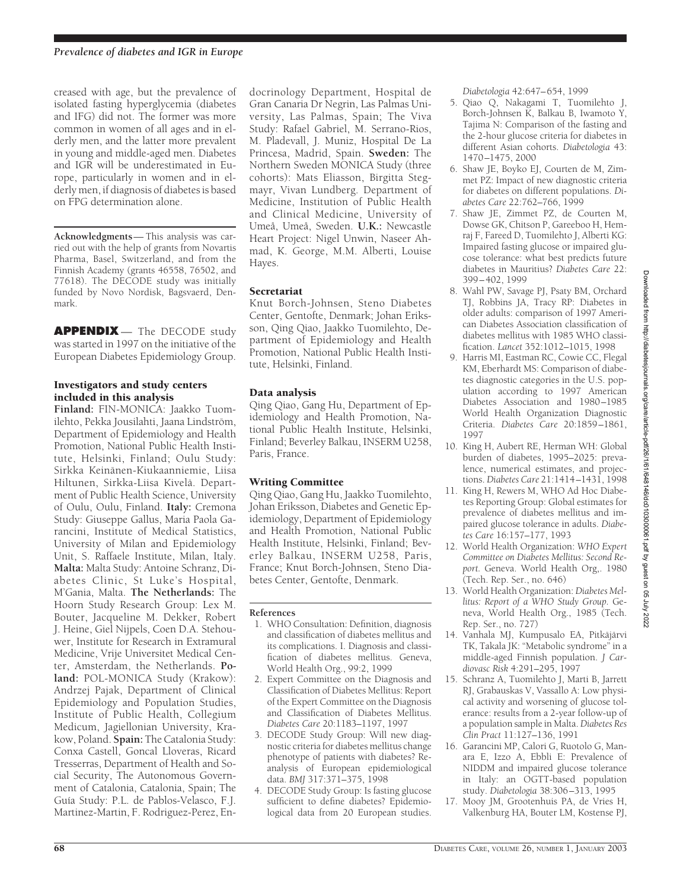creased with age, but the prevalence of isolated fasting hyperglycemia (diabetes and IFG) did not. The former was more common in women of all ages and in elderly men, and the latter more prevalent in young and middle-aged men. Diabetes and IGR will be underestimated in Europe, particularly in women and in elderly men, if diagnosis of diabetes is based on FPG determination alone.

**Acknowledgments**— This analysis was carried out with the help of grants from Novartis Pharma, Basel, Switzerland, and from the Finnish Academy (grants 46558, 76502, and 77618). The DECODE study was initially funded by Novo Nordisk, Bagsvaerd, Denmark.

**APPENDIX**— The DECODE study was started in 1997 on the initiative of the European Diabetes Epidemiology Group.

### Investigators and study centers included in this analysis

**Finland:** FIN-MONICA: Jaakko Tuomilehto, Pekka Jousilahti, Jaana Lindström, Department of Epidemiology and Health Promotion, National Public Health Institute, Helsinki, Finland; Oulu Study: Sirkka Keinänen-Kiukaanniemie, Liisa Hiltunen, Sirkka-Liisa Kivelä. Department of Public Health Science, University of Oulu, Oulu, Finland. **Italy:** Cremona Study: Giuseppe Gallus, Maria Paola Garancini, Institute of Medical Statistics, University of Milan and Epidemiology Unit, S. Raffaele Institute, Milan, Italy. **Malta:** Malta Study: Antoine Schranz, Diabetes Clinic, St Luke's Hospital, M'Gania, Malta. **The Netherlands:** The Hoorn Study Research Group: Lex M. Bouter, Jacqueline M. Dekker, Robert J. Heine, Giel Nijpels, Coen D.A. Stehouwer, Institute for Research in Extramural Medicine, Vrije Universitet Medical Center, Amsterdam, the Netherlands. **Poland:** POL-MONICA Study (Krakow): Andrzej Pajak, Department of Clinical Epidemiology and Population Studies, Institute of Public Health, Collegium Medicum, Jagiellonian University, Krakow, Poland. **Spain:** The Catalonia Study: Conxa Castell, Goncal Lloveras, Ricard Tresserras, Department of Health and Social Security, The Autonomous Government of Catalonia, Catalonia, Spain; The Guía Study: P.L. de Pablos-Velasco, F.J. Martinez-Martin, F. Rodriguez-Perez, Endocrinology Department, Hospital de Gran Canaria Dr Negrin, Las Palmas University, Las Palmas, Spain; The Viva Study: Rafael Gabriel, M. Serrano-Rios, M. Pladevall, J. Muniz, Hospital De La Princesa, Madrid, Spain. **Sweden:** The Northern Sweden MONICA Study (three cohorts): Mats Eliasson, Birgitta Stegmayr, Vivan Lundberg. Department of Medicine, Institution of Public Health and Clinical Medicine, University of Umeå, Umeå, Sweden. **U.K.:** Newcastle Heart Project: Nigel Unwin, Naseer Ahmad, K. George, M.M. Alberti, Louise Hayes.

### Secretariat

Knut Borch-Johnsen, Steno Diabetes Center, Gentofte, Denmark; Johan Eriksson, Qing Qiao, Jaakko Tuomilehto, Department of Epidemiology and Health Promotion, National Public Health Institute, Helsinki, Finland.

### Data analysis

Qing Qiao, Gang Hu, Department of Epidemiology and Health Promotion, National Public Health Institute, Helsinki, Finland; Beverley Balkau, INSERM U258, Paris, France.

### Writing Committee

Qing Qiao, Gang Hu, Jaakko Tuomilehto, Johan Eriksson, Diabetes and Genetic Epidemiology, Department of Epidemiology and Health Promotion, National Public Health Institute, Helsinki, Finland; Beverley Balkau, INSERM U258, Paris, France; Knut Borch-Johnsen, Steno Diabetes Center, Gentofte, Denmark.

#### References

1. WHO Consultation: Definition, diagnosis and classification of diabetes mellitus and its complications. I. Diagnosis and classification of diabetes mellitus. Geneva, World Health Org., 99:2, 1999
2. Expert Committee on the Diagnosis and Classification of Diabetes Mellitus: Report of the Expert Committee on the Diagnosis and Classification of Diabetes Mellitus. *Diabetes Care* 20:1183–1197, 1997
3. DECODE Study Group: Will new diagnostic criteria for diabetes mellitus change phenotype of patients with diabetes? Reanalysis of European epidemiological data. *BMJ* 317:371–375, 1998
4. DECODE Study Group: Is fasting glucose sufficient to define diabetes? Epidemiological data from 20 European studies. *Diabetologia* 42:647–654, 1999
5. Qiao Q, Nakagami T, Tuomilehto J, Borch-Johnsen K, Balkau B, Iwamoto Y, Tajima N: Comparison of the fasting and the 2-hour glucose criteria for diabetes in different Asian cohorts. *Diabetologia* 43: 1470–1475, 2000
6. Shaw JE, Boyko EJ, Courten de M, Zimmet PZ: Impact of new diagnostic criteria for diabetes on different populations. *Diabetes Care* 22:762–766, 1999
7. Shaw JE, Zimmet PZ, de Courten M, Dowse GK, Chitson P, Gareeboo H, Hemraj F, Fareed D, Tuomilehto J, Alberti KG: Impaired fasting glucose or impaired glucose tolerance: what best predicts future diabetes in Mauritius? *Diabetes Care* 22: 399–402, 1999
8. Wahl PW, Savage PJ, Psaty BM, Orchard TJ, Robbins JA, Tracy RP: Diabetes in older adults: comparison of 1997 American Diabetes Association classification of diabetes mellitus with 1985 WHO classification. *Lancet* 352:1012–1015, 1998
9. Harris MI, Eastman RC, Cowie CC, Flegal KM, Eberhardt MS: Comparison of diabetes diagnostic categories in the U.S. population according to 1997 American Diabetes Association and 1980–1985 World Health Organization Diagnostic Criteria. *Diabetes Care* 20:1859–1861, 1997
10. King H, Aubert RE, Herman WH: Global burden of diabetes, 1995–2025: prevalence, numerical estimates, and projections. *Diabetes Care* 21:1414–1431, 1998
11. King H, Rewers M, WHO Ad Hoc Diabetes Reporting Group: Global estimates for prevalence of diabetes mellitus and impaired glucose tolerance in adults. *Diabetes Care* 16:157–177, 1993
12. World Health Organization: *WHO Expert Committee on Diabetes Mellitus: Second Report*. Geneva. World Health Org,. 1980 (Tech. Rep. Ser., no. 646)
13. World Health Organization: *Diabetes Mellitus: Report of a WHO Study Group*. Geneva, World Health Org., 1985 (Tech. Rep. Ser., no. 727)
14. Vanhala MJ, Kumpusalo EA, Pitkäjärvi TK, Takala JK: "Metabolic syndrome" in a middle-aged Finnish population. *J Cardiovasc Risk* 4:291–295, 1997
15. Schranz A, Tuomilehto J, Marti B, Jarrett RJ, Grabauskas V, Vassallo A: Low physical activity and worsening of glucose tolerance: results from a 2-year follow-up of a population sample in Malta. *Diabetes Res Clin Pract* 11:127–136, 1991
16. Garancini MP, Calori G, Ruotolo G, Manara E, Izzo A, Ebbli E: Prevalence of NIDDM and impaired glucose tolerance in Italy: an OGTT-based population study. *Diabetologia* 38:306–313, 1995
17. Mooy JM, Grootenhuis PA, de Vries H, Valkenburg HA, Bouter LM, Kostense PJ,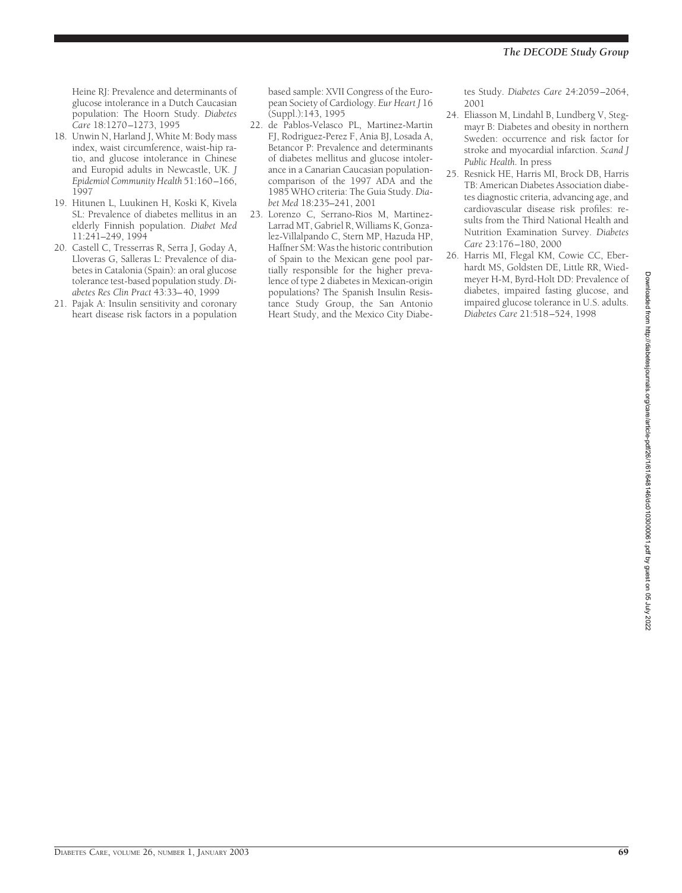Heine RJ: Prevalence and determinants of glucose intolerance in a Dutch Caucasian population: The Hoorn Study. *Diabetes Care* 18:1270–1273, 1995

18. Unwin N, Harland J, White M: Body mass index, waist circumference, waist-hip ratio, and glucose intolerance in Chinese and Europid adults in Newcastle, UK. *J Epidemiol Community Health* 51:160–166, 1997
19. Hitunen L, Luukinen H, Koski K, Kivela SL: Prevalence of diabetes mellitus in an elderly Finnish population. *Diabet Med* 11:241–249, 1994
20. Castell C, Tresserras R, Serra J, Goday A, Lloveras G, Salleras L: Prevalence of diabetes in Catalonia (Spain): an oral glucose tolerance test-based population study. *Diabetes Res Clin Pract* 43:33–40, 1999
21. Pajak A: Insulin sensitivity and coronary heart disease risk factors in a population based sample: XVII Congress of the European Society of Cardiology. *Eur Heart J* 16 (Suppl.):143, 1995
22. de Pablos-Velasco PL, Martinez-Martin FJ, Rodriguez-Perez F, Ania BJ, Losada A, Betancor P: Prevalence and determinants of diabetes mellitus and glucose intolerance in a Canarian Caucasian population-comparison of the 1997 ADA and the 1985 WHO criteria: The Guia Study. *Diabet Med* 18:235–241, 2001
23. Lorenzo C, Serrano-Rios M, Martinez-Larrad MT, Gabriel R, Williams K, Gonzalez-Villalpando C, Stern MP, Hazuda HP, Haffner SM: Was the historic contribution of Spain to the Mexican gene pool partially responsible for the higher prevalence of type 2 diabetes in Mexican-origin populations? The Spanish Insulin Resistance Study Group, the San Antonio Heart Study, and the Mexico City Diabetes Study. *Diabetes Care* 24:2059–2064, 2001
24. Eliasson M, Lindahl B, Lundberg V, Stegmayr B: Diabetes and obesity in northern Sweden: occurrence and risk factor for stroke and myocardial infarction. *Scand J Public Health*. In press
25. Resnick HE, Harris MI, Brock DB, Harris TB: American Diabetes Association diabetes diagnostic criteria, advancing age, and cardiovascular disease risk profiles: results from the Third National Health and Nutrition Examination Survey. *Diabetes Care* 23:176–180, 2000
26. Harris MI, Flegal KM, Cowie CC, Eberhardt MS, Goldsten DE, Little RR, Wiedmeyer H-M, Byrd-Holt DD: Prevalence of diabetes, impaired fasting glucose, and impaired glucose tolerance in U.S. adults. *Diabetes Care* 21:518–524, 1998